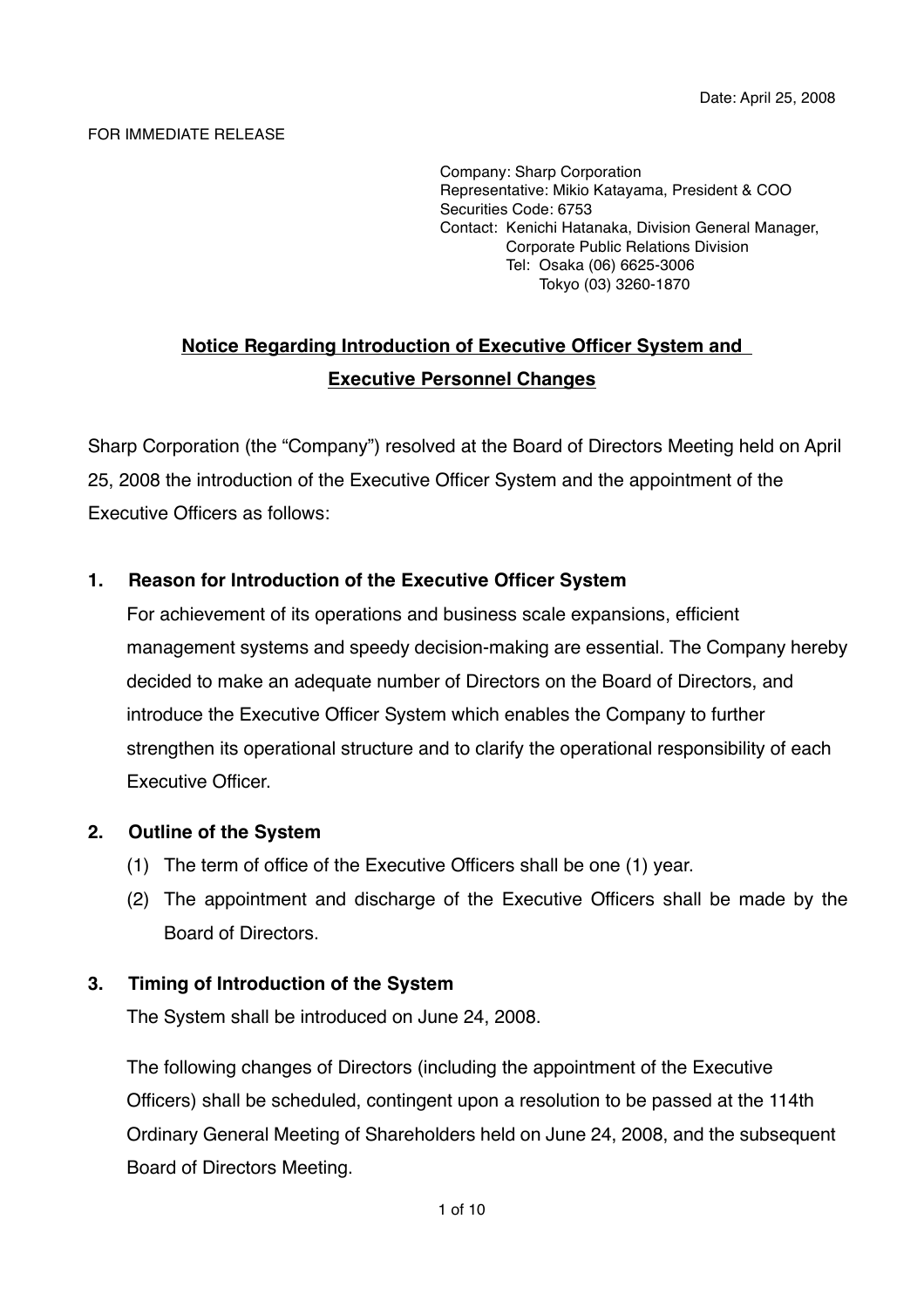Date: April 25, 2008

FOR IMMEDIATE RELEASE

Company: Sharp Corporation
Representative: Mikio Katayama, President & COO
Securities Code: 6753
Contact: Kenichi Hatanaka, Division General Manager, Corporate Public Relations Division
Tel: Osaka (06) 6625-3006
Tokyo (03) 3260-1870

# Notice Regarding Introduction of Executive Officer System and Executive Personnel Changes

Sharp Corporation (the "Company") resolved at the Board of Directors Meeting held on April 25, 2008 the introduction of the Executive Officer System and the appointment of the Executive Officers as follows:

## 1. Reason for Introduction of the Executive Officer System

For achievement of its operations and business scale expansions, efficient management systems and speedy decision-making are essential. The Company hereby decided to make an adequate number of Directors on the Board of Directors, and introduce the Executive Officer System which enables the Company to further strengthen its operational structure and to clarify the operational responsibility of each Executive Officer.

## 2. Outline of the System

(1) The term of office of the Executive Officers shall be one (1) year.

(2) The appointment and discharge of the Executive Officers shall be made by the Board of Directors.

## 3. Timing of Introduction of the System

The System shall be introduced on June 24, 2008.

The following changes of Directors (including the appointment of the Executive Officers) shall be scheduled, contingent upon a resolution to be passed at the 114th Ordinary General Meeting of Shareholders held on June 24, 2008, and the subsequent Board of Directors Meeting.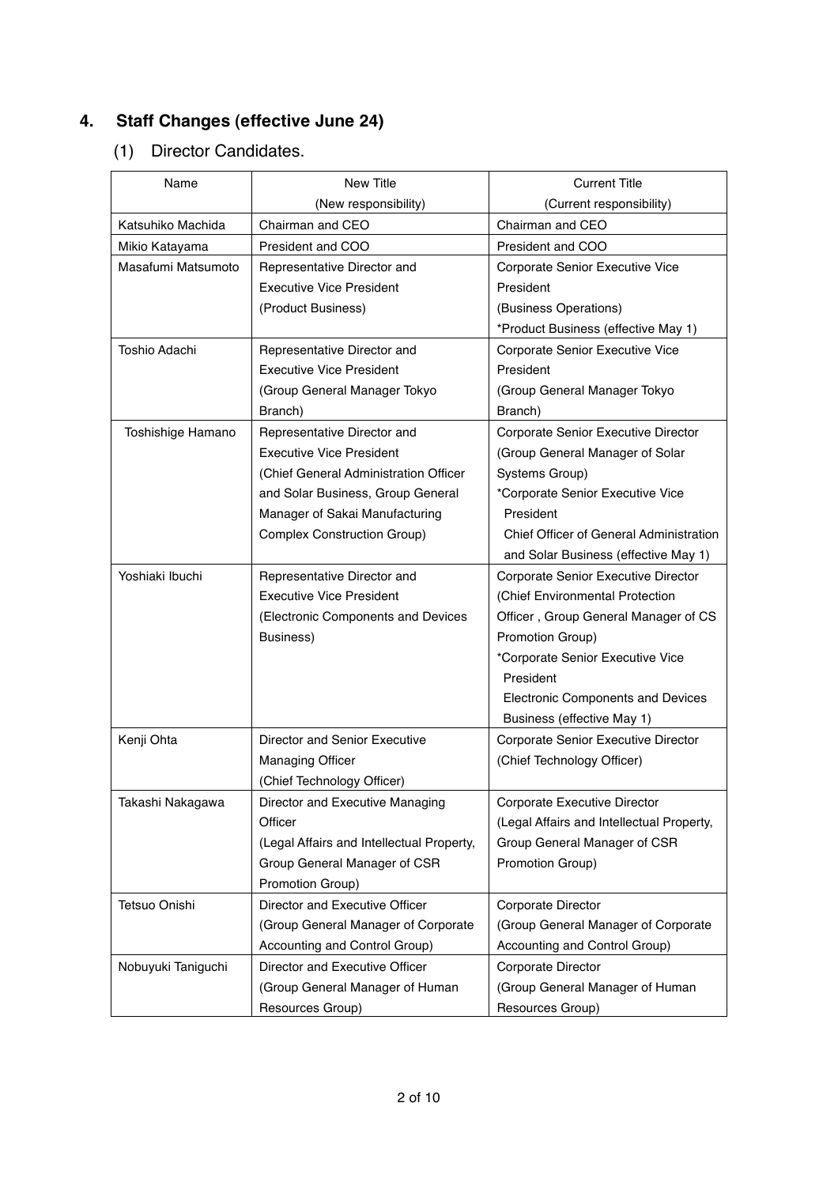## 4. Staff Changes (effective June 24)

### (1) Director Candidates.

| Name | New Title (New responsibility) | Current Title (Current responsibility) |
|---|---|---|
| Katsuhiko Machida | Chairman and CEO | Chairman and CEO |
| Mikio Katayama | President and COO | President and COO |
| Masafumi Matsumoto | Representative Director and Executive Vice President (Product Business) | Corporate Senior Executive Vice President (Business Operations) *Product Business (effective May 1) |
| Toshio Adachi | Representative Director and Executive Vice President (Group General Manager Tokyo Branch) | Corporate Senior Executive Vice President (Group General Manager Tokyo Branch) |
| Toshishige Hamano | Representative Director and Executive Vice President (Chief General Administration Officer and Solar Business, Group General Manager of Sakai Manufacturing Complex Construction Group) | Corporate Senior Executive Director (Group General Manager of Solar Systems Group) *Corporate Senior Executive Vice President Chief Officer of General Administration and Solar Business (effective May 1) |
| Yoshiaki Ibuchi | Representative Director and Executive Vice President (Electronic Components and Devices Business) | Corporate Senior Executive Director (Chief Environmental Protection Officer , Group General Manager of CS Promotion Group) *Corporate Senior Executive Vice President Electronic Components and Devices Business (effective May 1) |
| Kenji Ohta | Director and Senior Executive Managing Officer (Chief Technology Officer) | Corporate Senior Executive Director (Chief Technology Officer) |
| Takashi Nakagawa | Director and Executive Managing Officer (Legal Affairs and Intellectual Property, Group General Manager of CSR Promotion Group) | Corporate Executive Director (Legal Affairs and Intellectual Property, Group General Manager of CSR Promotion Group) |
| Tetsuo Onishi | Director and Executive Officer (Group General Manager of Corporate Accounting and Control Group) | Corporate Director (Group General Manager of Corporate Accounting and Control Group) |
| Nobuyuki Taniguchi | Director and Executive Officer (Group General Manager of Human Resources Group) | Corporate Director (Group General Manager of Human Resources Group) |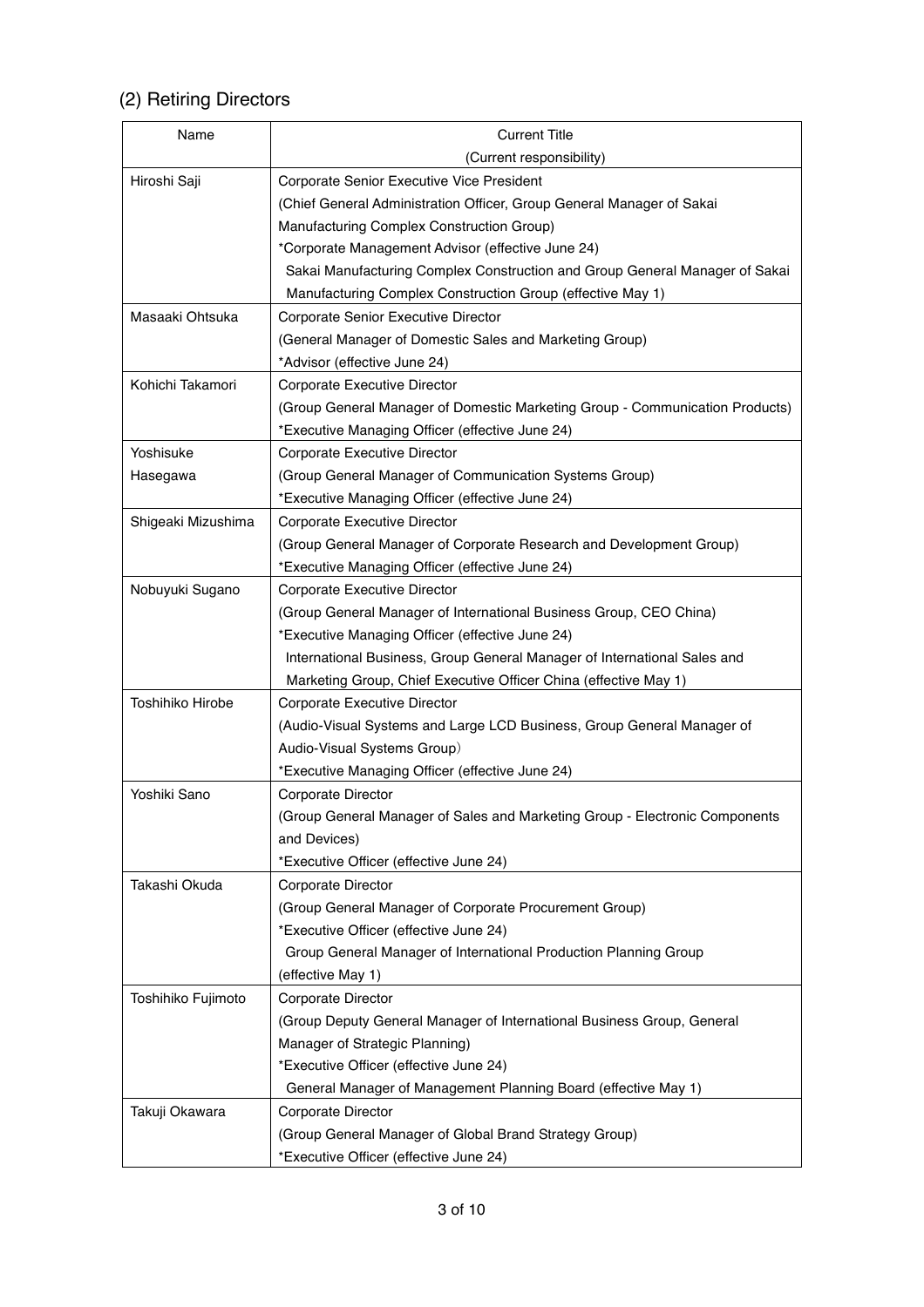## (2) Retiring Directors

| Name | Current Title<br>(Current responsibility) |
|---|---|
| Hiroshi Saji | Corporate Senior Executive Vice President<br>(Chief General Administration Officer, Group General Manager of Sakai Manufacturing Complex Construction Group)<br>*Corporate Management Advisor (effective June 24)<br>Sakai Manufacturing Complex Construction and Group General Manager of Sakai Manufacturing Complex Construction Group (effective May 1) |
| Masaaki Ohtsuka | Corporate Senior Executive Director<br>(General Manager of Domestic Sales and Marketing Group)<br>*Advisor (effective June 24) |
| Kohichi Takamori | Corporate Executive Director<br>(Group General Manager of Domestic Marketing Group - Communication Products)<br>*Executive Managing Officer (effective June 24) |
| Yoshisuke Hasegawa | Corporate Executive Director<br>(Group General Manager of Communication Systems Group)<br>*Executive Managing Officer (effective June 24) |
| Shigeaki Mizushima | Corporate Executive Director<br>(Group General Manager of Corporate Research and Development Group)<br>*Executive Managing Officer (effective June 24) |
| Nobuyuki Sugano | Corporate Executive Director<br>(Group General Manager of International Business Group, CEO China)<br>*Executive Managing Officer (effective June 24)<br>International Business, Group General Manager of International Sales and Marketing Group, Chief Executive Officer China (effective May 1) |
| Toshihiko Hirobe | Corporate Executive Director<br>(Audio-Visual Systems and Large LCD Business, Group General Manager of Audio-Visual Systems Group)<br>*Executive Managing Officer (effective June 24) |
| Yoshiki Sano | Corporate Director<br>(Group General Manager of Sales and Marketing Group - Electronic Components and Devices)<br>*Executive Officer (effective June 24) |
| Takashi Okuda | Corporate Director<br>(Group General Manager of Corporate Procurement Group)<br>*Executive Officer (effective June 24)<br>Group General Manager of International Production Planning Group (effective May 1) |
| Toshihiko Fujimoto | Corporate Director<br>(Group Deputy General Manager of International Business Group, General Manager of Strategic Planning)<br>*Executive Officer (effective June 24)<br>General Manager of Management Planning Board (effective May 1) |
| Takuji Okawara | Corporate Director<br>(Group General Manager of Global Brand Strategy Group)<br>*Executive Officer (effective June 24) |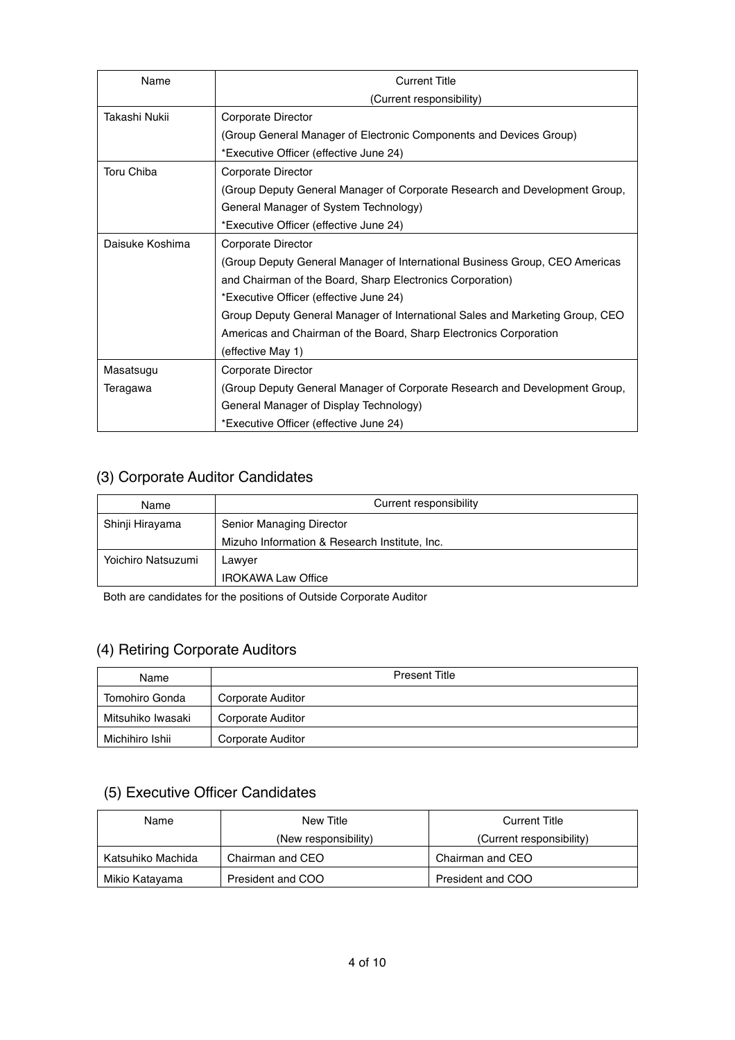| Name | Current Title<br>(Current responsibility) |
|---|---|
| Takashi Nukii | Corporate Director<br>(Group General Manager of Electronic Components and Devices Group)<br>*Executive Officer (effective June 24) |
| Toru Chiba | Corporate Director<br>(Group Deputy General Manager of Corporate Research and Development Group, General Manager of System Technology)<br>*Executive Officer (effective June 24) |
| Daisuke Koshima | Corporate Director<br>(Group Deputy General Manager of International Business Group, CEO Americas and Chairman of the Board, Sharp Electronics Corporation)<br>*Executive Officer (effective June 24)<br>Group Deputy General Manager of International Sales and Marketing Group, CEO Americas and Chairman of the Board, Sharp Electronics Corporation<br>(effective May 1) |
| Masatsugu Teragawa | Corporate Director<br>(Group Deputy General Manager of Corporate Research and Development Group, General Manager of Display Technology)<br>*Executive Officer (effective June 24) |

## (3) Corporate Auditor Candidates

| Name | Current responsibility |
|---|---|
| Shinji Hirayama | Senior Managing Director<br>Mizuho Information & Research Institute, Inc. |
| Yoichiro Natsuzumi | Lawyer<br>IROKAWA Law Office |

Both are candidates for the positions of Outside Corporate Auditor

## (4) Retiring Corporate Auditors

| Name | Present Title |
|---|---|
| Tomohiro Gonda | Corporate Auditor |
| Mitsuhiko Iwasaki | Corporate Auditor |
| Michihiro Ishii | Corporate Auditor |

## (5) Executive Officer Candidates

| Name | New Title<br>(New responsibility) | Current Title<br>(Current responsibility) |
|---|---|---|
| Katsuhiko Machida | Chairman and CEO | Chairman and CEO |
| Mikio Katayama | President and COO | President and COO |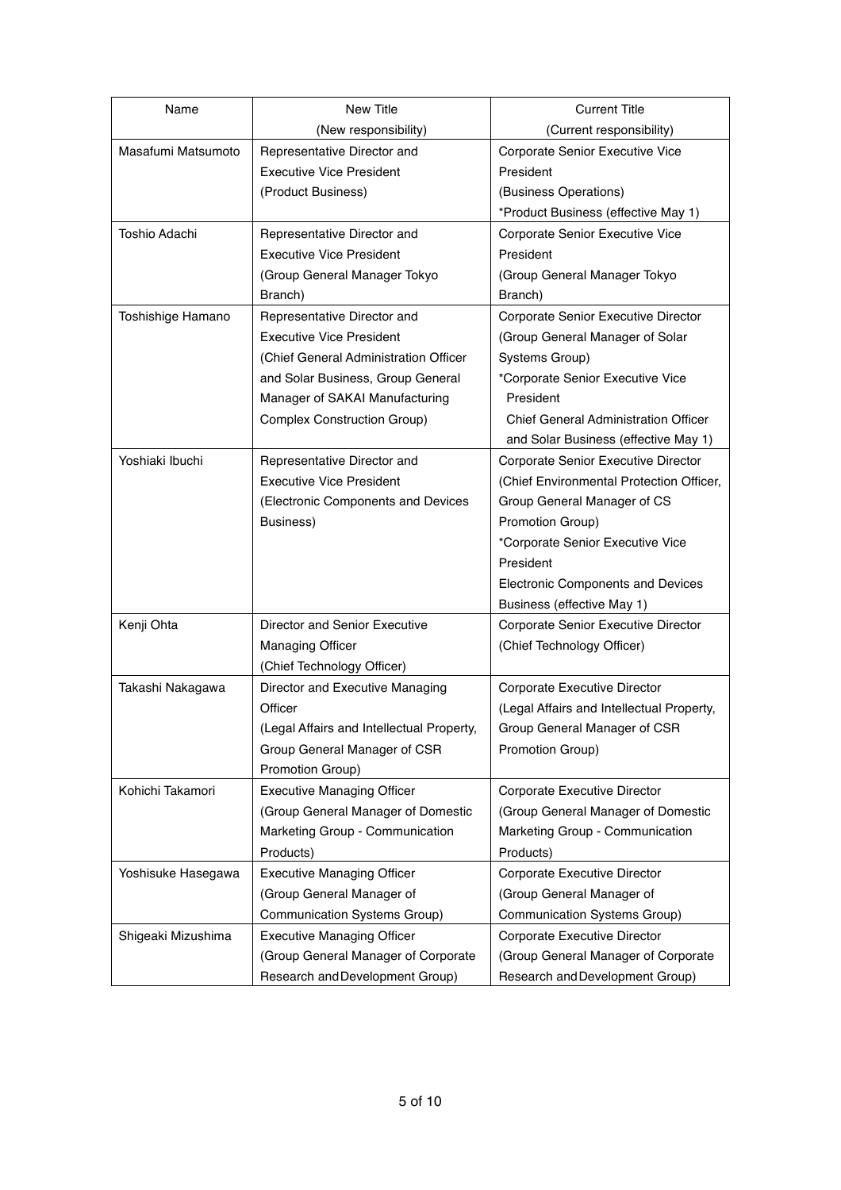| Name | New Title<br>(New responsibility) | Current Title<br>(Current responsibility) |
|---|---|---|
| Masafumi Matsumoto | Representative Director and Executive Vice President<br>(Product Business) | Corporate Senior Executive Vice President<br>(Business Operations)<br>*Product Business (effective May 1) |
| Toshio Adachi | Representative Director and Executive Vice President<br>(Group General Manager Tokyo Branch) | Corporate Senior Executive Vice President<br>(Group General Manager Tokyo Branch) |
| Toshishige Hamano | Representative Director and Executive Vice President<br>(Chief General Administration Officer and Solar Business, Group General Manager of SAKAI Manufacturing Complex Construction Group) | Corporate Senior Executive Director<br>(Group General Manager of Solar Systems Group)<br>*Corporate Senior Executive Vice President<br>Chief General Administration Officer and Solar Business (effective May 1) |
| Yoshiaki Ibuchi | Representative Director and Executive Vice President<br>(Electronic Components and Devices Business) | Corporate Senior Executive Director<br>(Chief Environmental Protection Officer, Group General Manager of CS Promotion Group)<br>*Corporate Senior Executive Vice President<br>Electronic Components and Devices Business (effective May 1) |
| Kenji Ohta | Director and Senior Executive Managing Officer<br>(Chief Technology Officer) | Corporate Senior Executive Director<br>(Chief Technology Officer) |
| Takashi Nakagawa | Director and Executive Managing Officer<br>(Legal Affairs and Intellectual Property, Group General Manager of CSR Promotion Group) | Corporate Executive Director<br>(Legal Affairs and Intellectual Property, Group General Manager of CSR Promotion Group) |
| Kohichi Takamori | Executive Managing Officer<br>(Group General Manager of Domestic Marketing Group - Communication Products) | Corporate Executive Director<br>(Group General Manager of Domestic Marketing Group - Communication Products) |
| Yoshisuke Hasegawa | Executive Managing Officer<br>(Group General Manager of Communication Systems Group) | Corporate Executive Director<br>(Group General Manager of Communication Systems Group) |
| Shigeaki Mizushima | Executive Managing Officer<br>(Group General Manager of Corporate Research and Development Group) | Corporate Executive Director<br>(Group General Manager of Corporate Research and Development Group) |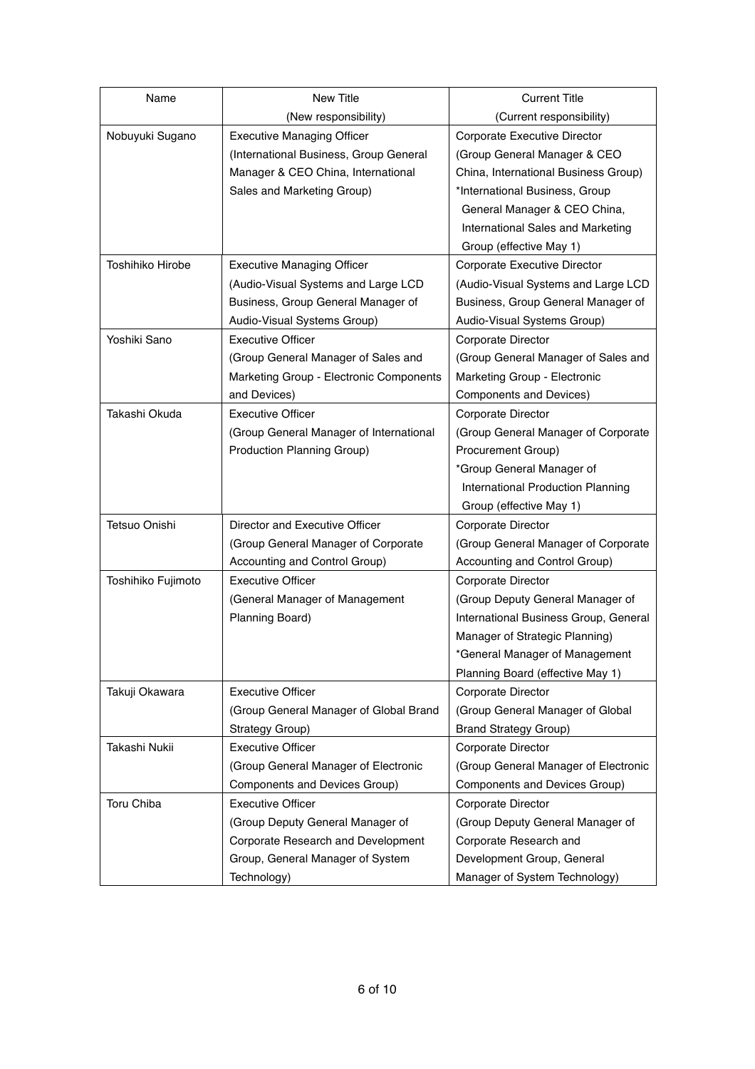| Name | New Title (New responsibility) | Current Title (Current responsibility) |
|---|---|---|
| Nobuyuki Sugano | Executive Managing Officer (International Business, Group General Manager & CEO China, International Sales and Marketing Group) | Corporate Executive Director (Group General Manager & CEO China, International Business Group) *International Business, Group General Manager & CEO China, International Sales and Marketing Group (effective May 1) |
| Toshihiko Hirobe | Executive Managing Officer (Audio-Visual Systems and Large LCD Business, Group General Manager of Audio-Visual Systems Group) | Corporate Executive Director (Audio-Visual Systems and Large LCD Business, Group General Manager of Audio-Visual Systems Group) |
| Yoshiki Sano | Executive Officer (Group General Manager of Sales and Marketing Group - Electronic Components and Devices) | Corporate Director (Group General Manager of Sales and Marketing Group - Electronic Components and Devices) |
| Takashi Okuda | Executive Officer (Group General Manager of International Production Planning Group) | Corporate Director (Group General Manager of Corporate Procurement Group) *Group General Manager of International Production Planning Group (effective May 1) |
| Tetsuo Onishi | Director and Executive Officer (Group General Manager of Corporate Accounting and Control Group) | Corporate Director (Group General Manager of Corporate Accounting and Control Group) |
| Toshihiko Fujimoto | Executive Officer (General Manager of Management Planning Board) | Corporate Director (Group Deputy General Manager of International Business Group, General Manager of Strategic Planning) *General Manager of Management Planning Board (effective May 1) |
| Takuji Okawara | Executive Officer (Group General Manager of Global Brand Strategy Group) | Corporate Director (Group General Manager of Global Brand Strategy Group) |
| Takashi Nukii | Executive Officer (Group General Manager of Electronic Components and Devices Group) | Corporate Director (Group General Manager of Electronic Components and Devices Group) |
| Toru Chiba | Executive Officer (Group Deputy General Manager of Corporate Research and Development Group, General Manager of System Technology) | Corporate Director (Group Deputy General Manager of Corporate Research and Development Group, General Manager of System Technology) |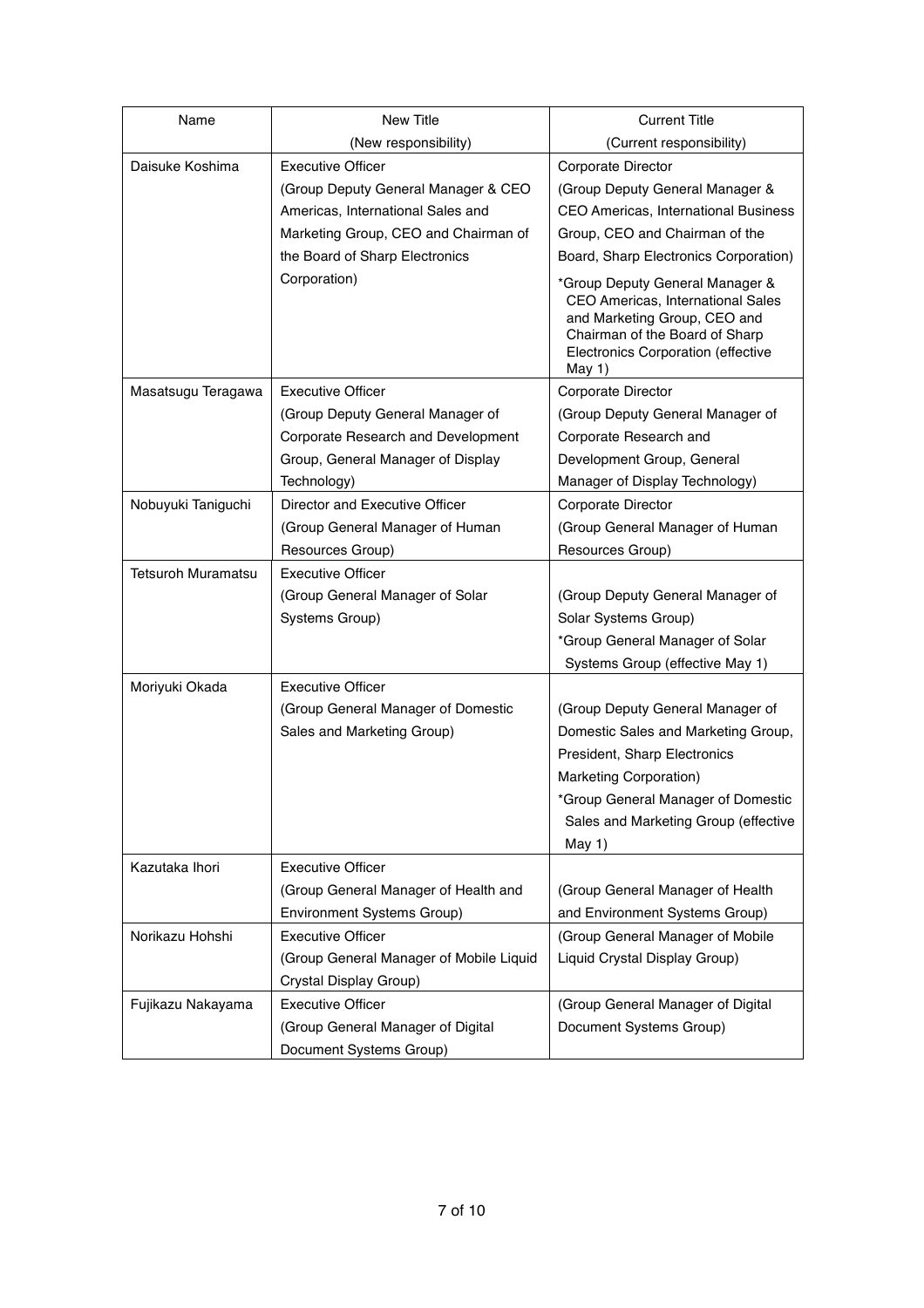| Name | New Title<br>(New responsibility) | Current Title<br>(Current responsibility) |
|---|---|---|
| Daisuke Koshima | Executive Officer<br>(Group Deputy General Manager & CEO Americas, International Sales and Marketing Group, CEO and Chairman of the Board of Sharp Electronics Corporation) | Corporate Director<br>(Group Deputy General Manager & CEO Americas, International Business Group, CEO and Chairman of the Board, Sharp Electronics Corporation)<br>*Group Deputy General Manager & CEO Americas, International Sales and Marketing Group, CEO and Chairman of the Board of Sharp Electronics Corporation (effective May 1) |
| Masatsugu Teragawa | Executive Officer<br>(Group Deputy General Manager of Corporate Research and Development Group, General Manager of Display Technology) | Corporate Director<br>(Group Deputy General Manager of Corporate Research and Development Group, General Manager of Display Technology) |
| Nobuyuki Taniguchi | Director and Executive Officer<br>(Group General Manager of Human Resources Group) | Corporate Director<br>(Group General Manager of Human Resources Group) |
| Tetsuroh Muramatsu | Executive Officer<br>(Group General Manager of Solar Systems Group) | (Group Deputy General Manager of Solar Systems Group)<br>*Group General Manager of Solar Systems Group (effective May 1) |
| Moriyuki Okada | Executive Officer<br>(Group General Manager of Domestic Sales and Marketing Group) | (Group Deputy General Manager of Domestic Sales and Marketing Group, President, Sharp Electronics Marketing Corporation)<br>*Group General Manager of Domestic Sales and Marketing Group (effective May 1) |
| Kazutaka Ihori | Executive Officer<br>(Group General Manager of Health and Environment Systems Group) | (Group General Manager of Health and Environment Systems Group) |
| Norikazu Hohshi | Executive Officer<br>(Group General Manager of Mobile Liquid Crystal Display Group) | (Group General Manager of Mobile Liquid Crystal Display Group) |
| Fujikazu Nakayama | Executive Officer<br>(Group General Manager of Digital Document Systems Group) | (Group General Manager of Digital Document Systems Group) |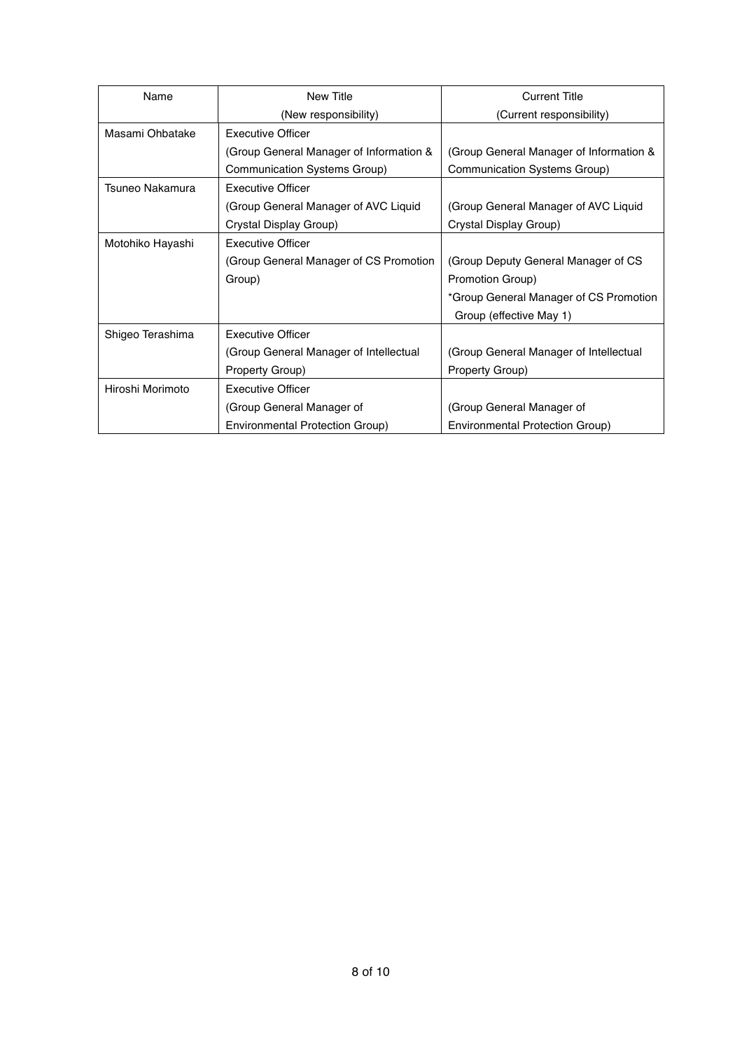| Name | New Title<br>(New responsibility) | Current Title<br>(Current responsibility) |
| --- | --- | --- |
| Masami Ohbatake | Executive Officer<br>(Group General Manager of Information & Communication Systems Group) | (Group General Manager of Information & Communication Systems Group) |
| Tsuneo Nakamura | Executive Officer<br>(Group General Manager of AVC Liquid Crystal Display Group) | (Group General Manager of AVC Liquid Crystal Display Group) |
| Motohiko Hayashi | Executive Officer<br>(Group General Manager of CS Promotion Group) | (Group Deputy General Manager of CS Promotion Group)<br>*Group General Manager of CS Promotion Group (effective May 1) |
| Shigeo Terashima | Executive Officer<br>(Group General Manager of Intellectual Property Group) | (Group General Manager of Intellectual Property Group) |
| Hiroshi Morimoto | Executive Officer<br>(Group General Manager of Environmental Protection Group) | (Group General Manager of Environmental Protection Group) |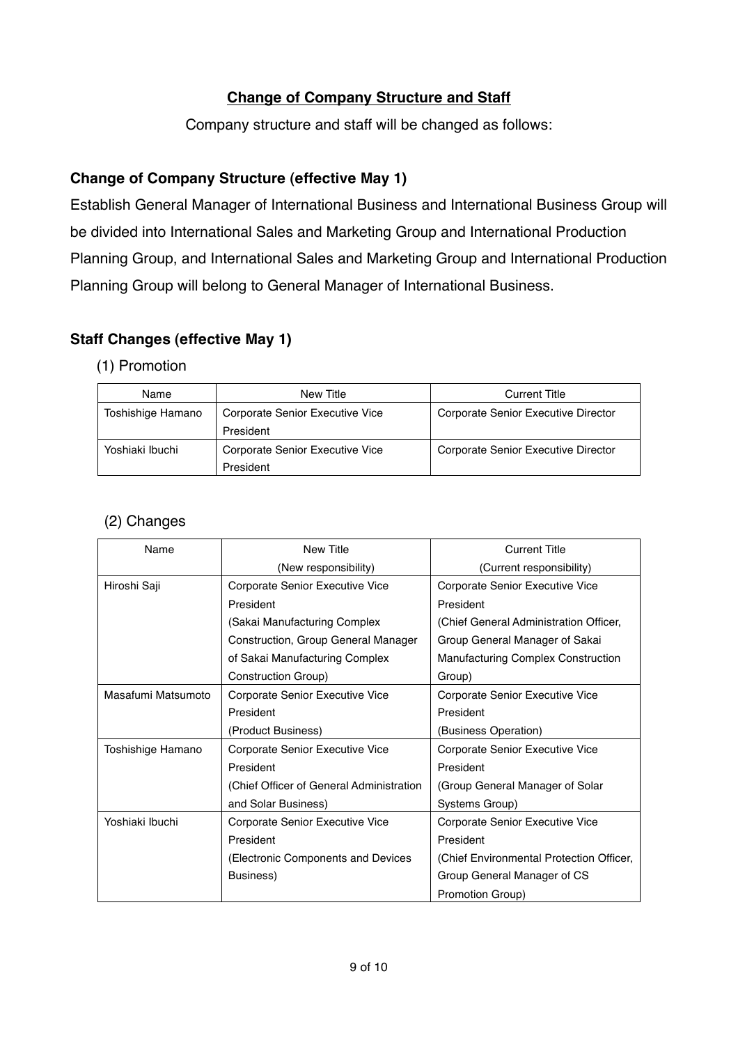## Change of Company Structure and Staff

Company structure and staff will be changed as follows:

### Change of Company Structure (effective May 1)

Establish General Manager of International Business and International Business Group will be divided into International Sales and Marketing Group and International Production Planning Group, and International Sales and Marketing Group and International Production Planning Group will belong to General Manager of International Business.

### Staff Changes (effective May 1)

(1) Promotion

| Name | New Title | Current Title |
| --- | --- | --- |
| Toshishige Hamano | Corporate Senior Executive Vice President | Corporate Senior Executive Director |
| Yoshiaki Ibuchi | Corporate Senior Executive Vice President | Corporate Senior Executive Director |

(2) Changes

| Name | New Title (New responsibility) | Current Title (Current responsibility) |
| --- | --- | --- |
| Hiroshi Saji | Corporate Senior Executive Vice President (Sakai Manufacturing Complex Construction, Group General Manager of Sakai Manufacturing Complex Construction Group) | Corporate Senior Executive Vice President (Chief General Administration Officer, Group General Manager of Sakai Manufacturing Complex Construction Group) |
| Masafumi Matsumoto | Corporate Senior Executive Vice President (Product Business) | Corporate Senior Executive Vice President (Business Operation) |
| Toshishige Hamano | Corporate Senior Executive Vice President (Chief Officer of General Administration and Solar Business) | Corporate Senior Executive Vice President (Group General Manager of Solar Systems Group) |
| Yoshiaki Ibuchi | Corporate Senior Executive Vice President (Electronic Components and Devices Business) | Corporate Senior Executive Vice President (Chief Environmental Protection Officer, Group General Manager of CS Promotion Group) |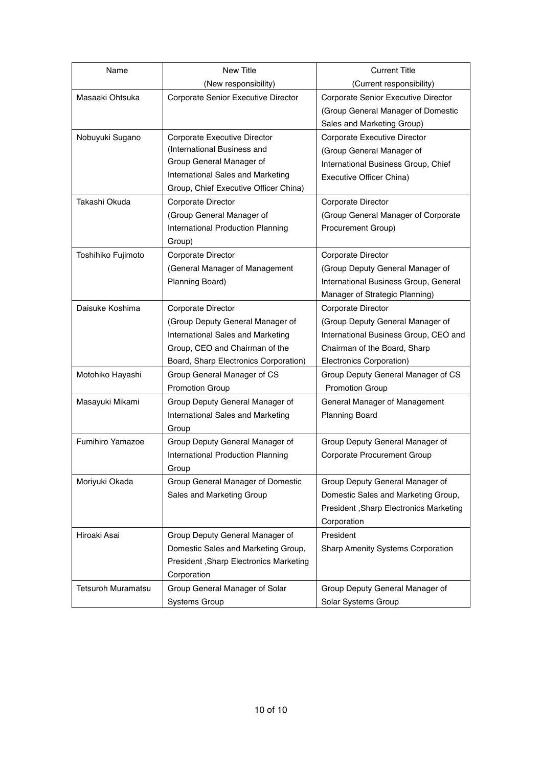| Name | New Title (New responsibility) | Current Title (Current responsibility) |
| --- | --- | --- |
| Masaaki Ohtsuka | Corporate Senior Executive Director | Corporate Senior Executive Director (Group General Manager of Domestic Sales and Marketing Group) |
| Nobuyuki Sugano | Corporate Executive Director (International Business and Group General Manager of International Sales and Marketing Group, Chief Executive Officer China) | Corporate Executive Director (Group General Manager of International Business Group, Chief Executive Officer China) |
| Takashi Okuda | Corporate Director (Group General Manager of International Production Planning Group) | Corporate Director (Group General Manager of Corporate Procurement Group) |
| Toshihiko Fujimoto | Corporate Director (General Manager of Management Planning Board) | Corporate Director (Group Deputy General Manager of International Business Group, General Manager of Strategic Planning) |
| Daisuke Koshima | Corporate Director (Group Deputy General Manager of International Sales and Marketing Group, CEO and Chairman of the Board, Sharp Electronics Corporation) | Corporate Director (Group Deputy General Manager of International Business Group, CEO and Chairman of the Board, Sharp Electronics Corporation) |
| Motohiko Hayashi | Group General Manager of CS Promotion Group | Group Deputy General Manager of CS Promotion Group |
| Masayuki Mikami | Group Deputy General Manager of International Sales and Marketing Group | General Manager of Management Planning Board |
| Fumihiro Yamazoe | Group Deputy General Manager of International Production Planning Group | Group Deputy General Manager of Corporate Procurement Group |
| Moriyuki Okada | Group General Manager of Domestic Sales and Marketing Group | Group Deputy General Manager of Domestic Sales and Marketing Group, President ,Sharp Electronics Marketing Corporation |
| Hiroaki Asai | Group Deputy General Manager of Domestic Sales and Marketing Group, President ,Sharp Electronics Marketing Corporation | President Sharp Amenity Systems Corporation |
| Tetsuroh Muramatsu | Group General Manager of Solar Systems Group | Group Deputy General Manager of Solar Systems Group |